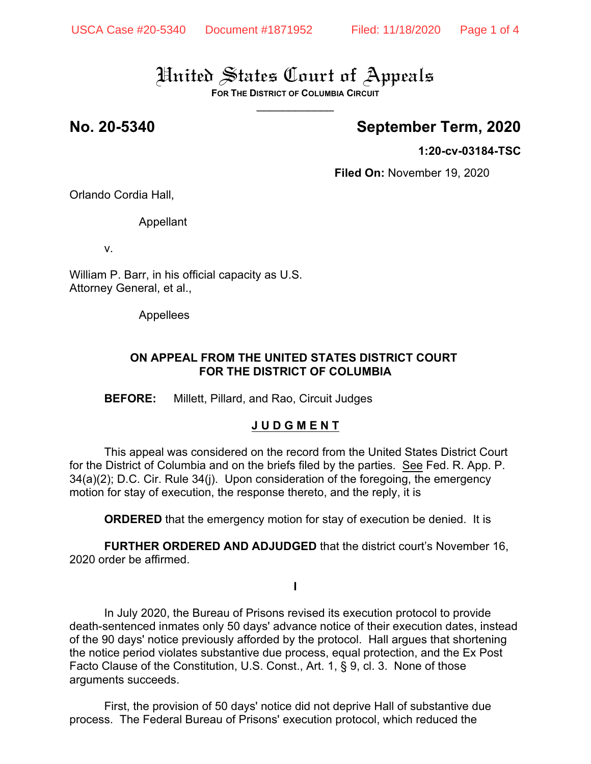# United States Court of Appeals

**FOR THE DISTRICT OF COLUMBIA CIRCUIT**

**No. 20-5340** **September Term, 2020**

**1:20-cv-03184-TSC**

**Filed On:** November 19, 2020

Orlando Cordia Hall,

Appellant

v.

William P. Barr, in his official capacity as U.S. Attorney General, et al.,

Appellees

**ON APPEAL FROM THE UNITED STATES DISTRICT COURT FOR THE DISTRICT OF COLUMBIA**

**BEFORE:** Millett, Pillard, and Rao, Circuit Judges

**J U D G M E N T**

This appeal was considered on the record from the United States District Court for the District of Columbia and on the briefs filed by the parties. See Fed. R. App. P. 34(a)(2); D.C. Cir. Rule 34(j). Upon consideration of the foregoing, the emergency motion for stay of execution, the response thereto, and the reply, it is

**ORDERED** that the emergency motion for stay of execution be denied. It is

**FURTHER ORDERED AND ADJUDGED** that the district court's November 16, 2020 order be affirmed.

**I**

In July 2020, the Bureau of Prisons revised its execution protocol to provide death-sentenced inmates only 50 days' advance notice of their execution dates, instead of the 90 days' notice previously afforded by the protocol. Hall argues that shortening the notice period violates substantive due process, equal protection, and the Ex Post Facto Clause of the Constitution, U.S. Const., Art. 1, § 9, cl. 3. None of those arguments succeeds.

First, the provision of 50 days' notice did not deprive Hall of substantive due process. The Federal Bureau of Prisons' execution protocol, which reduced the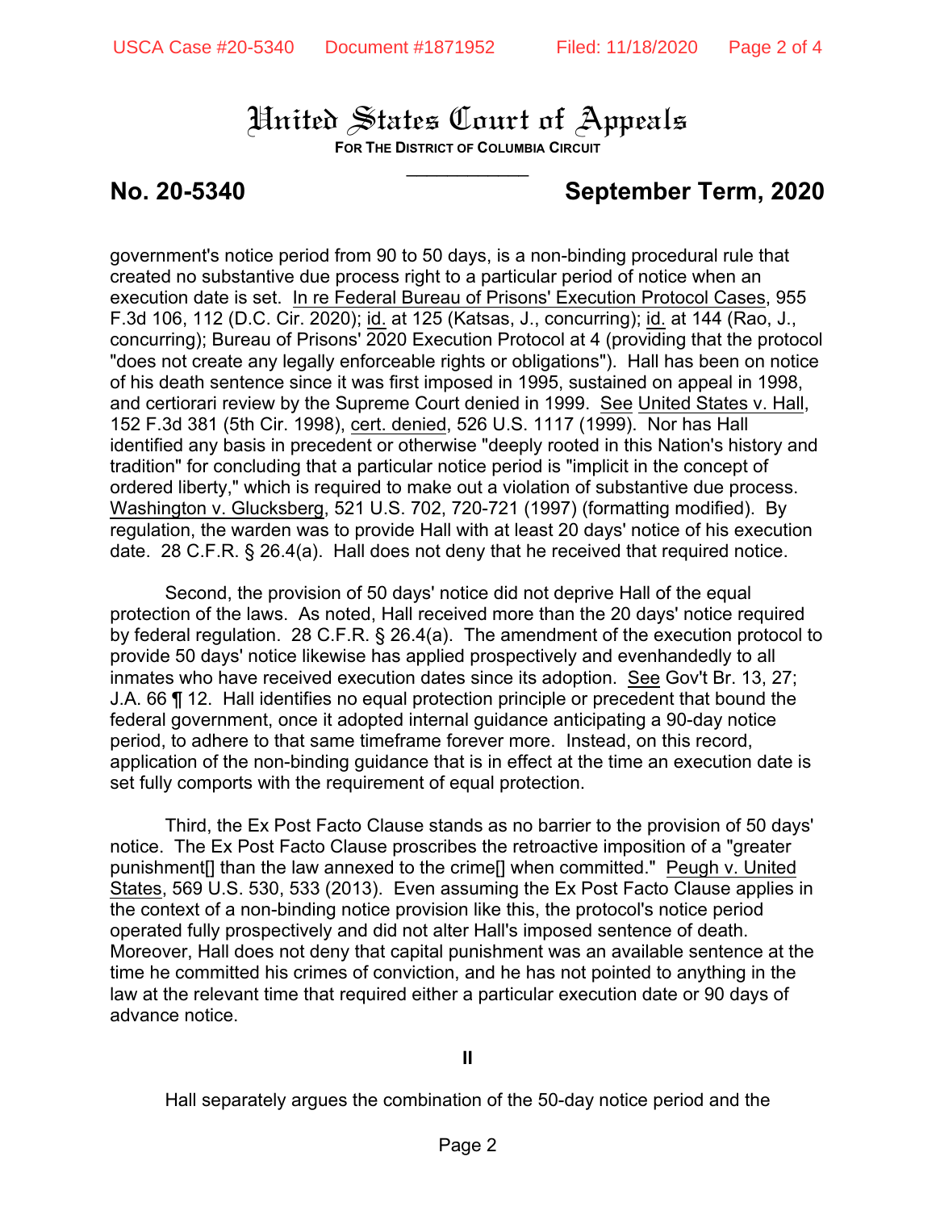# United States Court of Appeals

**FOR THE DISTRICT OF COLUMBIA CIRCUIT**

**No. 20-5340** **September Term, 2020**

government's notice period from 90 to 50 days, is a non-binding procedural rule that created no substantive due process right to a particular period of notice when an execution date is set. In re Federal Bureau of Prisons' Execution Protocol Cases, 955 F.3d 106, 112 (D.C. Cir. 2020); id. at 125 (Katsas, J., concurring); id. at 144 (Rao, J., concurring); Bureau of Prisons' 2020 Execution Protocol at 4 (providing that the protocol "does not create any legally enforceable rights or obligations"). Hall has been on notice of his death sentence since it was first imposed in 1995, sustained on appeal in 1998, and certiorari review by the Supreme Court denied in 1999. See United States v. Hall, 152 F.3d 381 (5th Cir. 1998), cert. denied, 526 U.S. 1117 (1999). Nor has Hall identified any basis in precedent or otherwise "deeply rooted in this Nation's history and tradition" for concluding that a particular notice period is "implicit in the concept of ordered liberty," which is required to make out a violation of substantive due process. Washington v. Glucksberg, 521 U.S. 702, 720-721 (1997) (formatting modified). By regulation, the warden was to provide Hall with at least 20 days' notice of his execution date. 28 C.F.R. § 26.4(a). Hall does not deny that he received that required notice.

Second, the provision of 50 days' notice did not deprive Hall of the equal protection of the laws. As noted, Hall received more than the 20 days' notice required by federal regulation. 28 C.F.R. § 26.4(a). The amendment of the execution protocol to provide 50 days' notice likewise has applied prospectively and evenhandedly to all inmates who have received execution dates since its adoption. See Gov't Br. 13, 27; J.A. 66 ¶ 12. Hall identifies no equal protection principle or precedent that bound the federal government, once it adopted internal guidance anticipating a 90-day notice period, to adhere to that same timeframe forever more. Instead, on this record, application of the non-binding guidance that is in effect at the time an execution date is set fully comports with the requirement of equal protection.

Third, the Ex Post Facto Clause stands as no barrier to the provision of 50 days' notice. The Ex Post Facto Clause proscribes the retroactive imposition of a "greater punishment[] than the law annexed to the crime[] when committed." Peugh v. United States, 569 U.S. 530, 533 (2013). Even assuming the Ex Post Facto Clause applies in the context of a non-binding notice provision like this, the protocol's notice period operated fully prospectively and did not alter Hall's imposed sentence of death. Moreover, Hall does not deny that capital punishment was an available sentence at the time he committed his crimes of conviction, and he has not pointed to anything in the law at the relevant time that required either a particular execution date or 90 days of advance notice.

**II**

Hall separately argues the combination of the 50-day notice period and the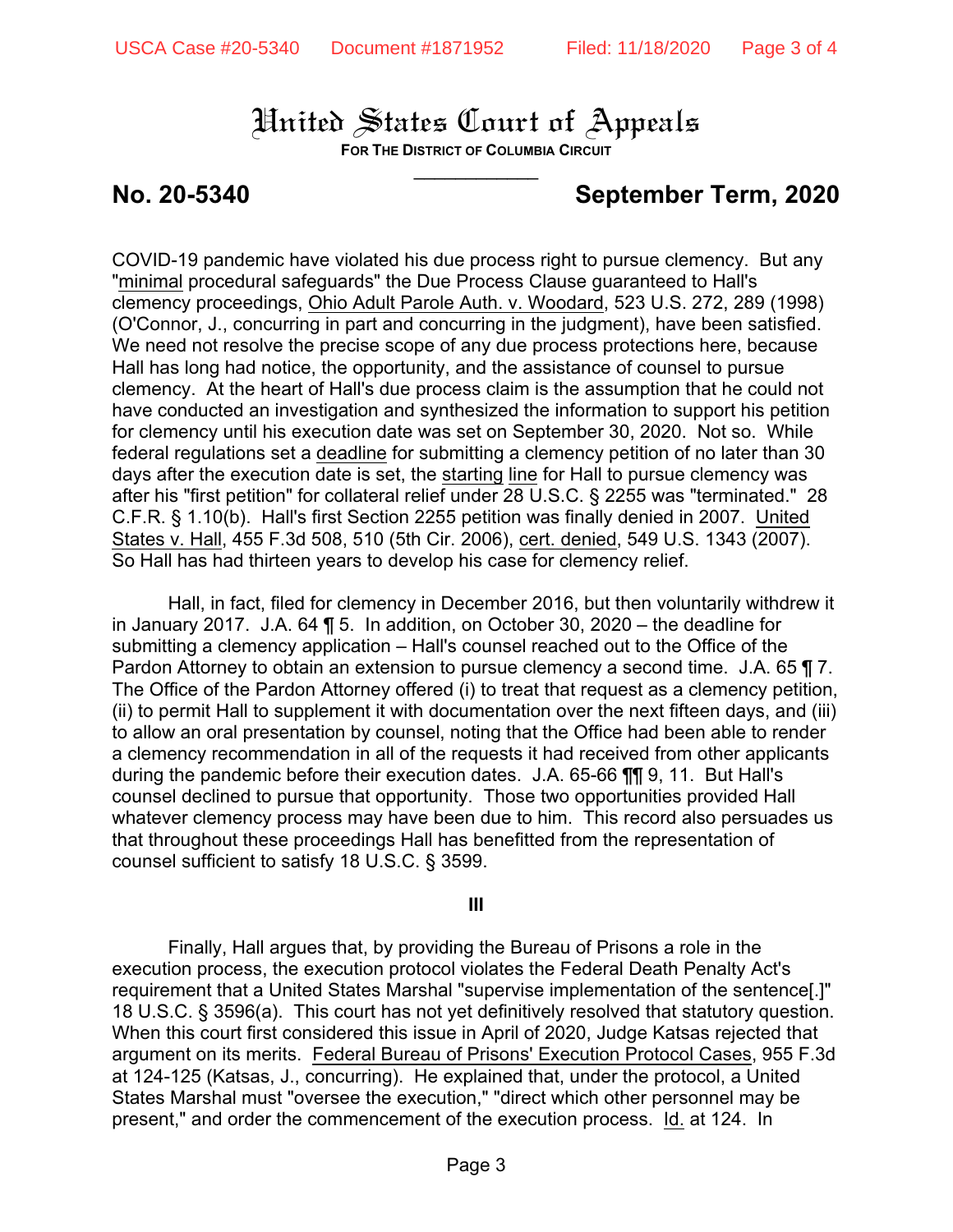# United States Court of Appeals

**FOR THE DISTRICT OF COLUMBIA CIRCUIT**

**No. 20-5340** **September Term, 2020**

COVID-19 pandemic have violated his due process right to pursue clemency. But any "minimal procedural safeguards" the Due Process Clause guaranteed to Hall's clemency proceedings, Ohio Adult Parole Auth. v. Woodard, 523 U.S. 272, 289 (1998) (O'Connor, J., concurring in part and concurring in the judgment), have been satisfied. We need not resolve the precise scope of any due process protections here, because Hall has long had notice, the opportunity, and the assistance of counsel to pursue clemency. At the heart of Hall's due process claim is the assumption that he could not have conducted an investigation and synthesized the information to support his petition for clemency until his execution date was set on September 30, 2020. Not so. While federal regulations set a deadline for submitting a clemency petition of no later than 30 days after the execution date is set, the starting line for Hall to pursue clemency was after his "first petition" for collateral relief under 28 U.S.C. § 2255 was "terminated." 28 C.F.R. § 1.10(b). Hall's first Section 2255 petition was finally denied in 2007. United States v. Hall, 455 F.3d 508, 510 (5th Cir. 2006), cert. denied, 549 U.S. 1343 (2007). So Hall has had thirteen years to develop his case for clemency relief.

Hall, in fact, filed for clemency in December 2016, but then voluntarily withdrew it in January 2017. J.A. 64 ¶ 5. In addition, on October 30, 2020 – the deadline for submitting a clemency application – Hall's counsel reached out to the Office of the Pardon Attorney to obtain an extension to pursue clemency a second time. J.A. 65 ¶ 7. The Office of the Pardon Attorney offered (i) to treat that request as a clemency petition, (ii) to permit Hall to supplement it with documentation over the next fifteen days, and (iii) to allow an oral presentation by counsel, noting that the Office had been able to render a clemency recommendation in all of the requests it had received from other applicants during the pandemic before their execution dates. J.A. 65-66 ¶¶ 9, 11. But Hall's counsel declined to pursue that opportunity. Those two opportunities provided Hall whatever clemency process may have been due to him. This record also persuades us that throughout these proceedings Hall has benefitted from the representation of counsel sufficient to satisfy 18 U.S.C. § 3599.

**III**

Finally, Hall argues that, by providing the Bureau of Prisons a role in the execution process, the execution protocol violates the Federal Death Penalty Act's requirement that a United States Marshal "supervise implementation of the sentence[.]" 18 U.S.C. § 3596(a). This court has not yet definitively resolved that statutory question. When this court first considered this issue in April of 2020, Judge Katsas rejected that argument on its merits. Federal Bureau of Prisons' Execution Protocol Cases, 955 F.3d at 124-125 (Katsas, J., concurring). He explained that, under the protocol, a United States Marshal must "oversee the execution," "direct which other personnel may be present," and order the commencement of the execution process. Id. at 124. In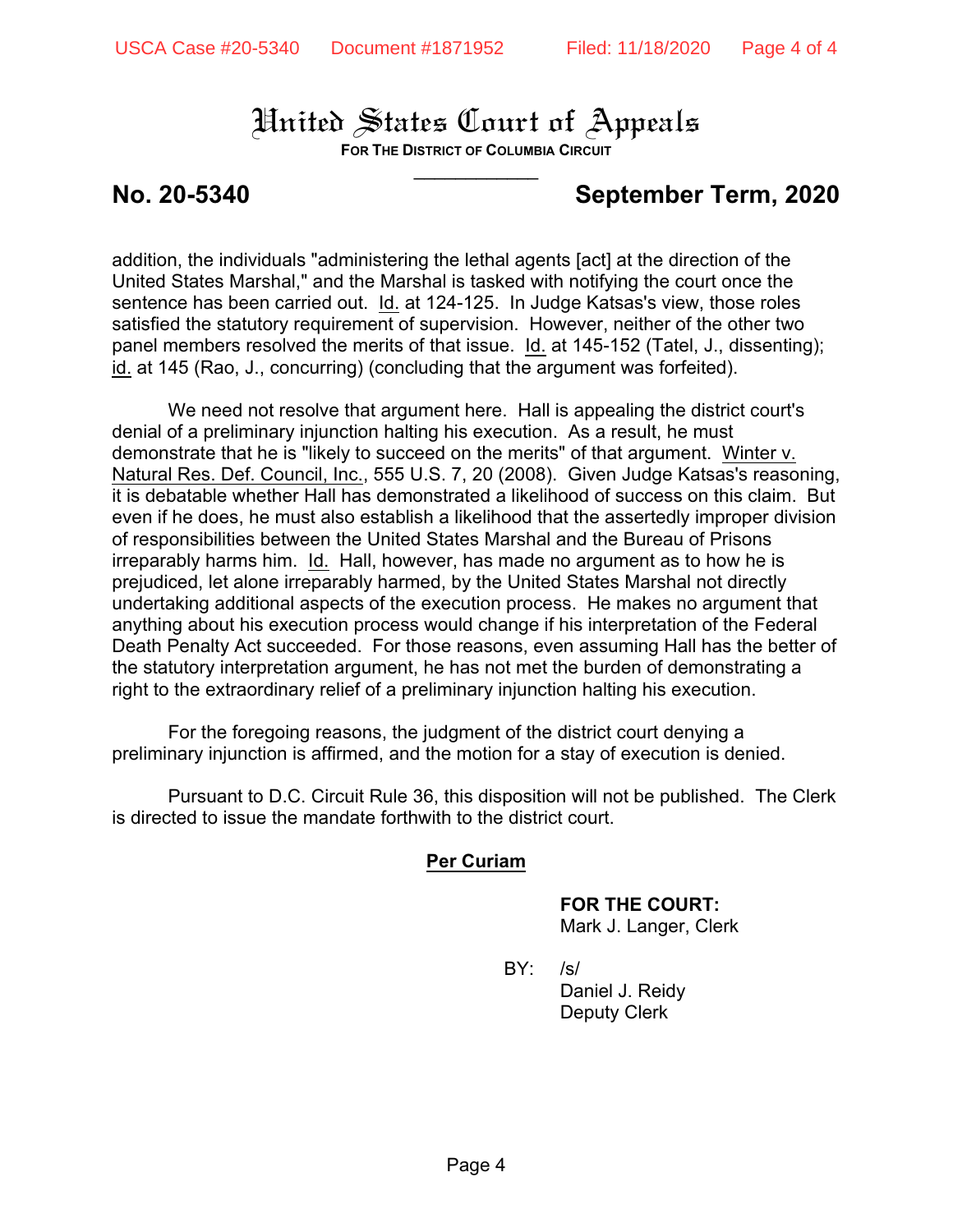# United States Court of Appeals

**FOR THE DISTRICT OF COLUMBIA CIRCUIT**

____________

**No. 20-5340** **September Term, 2020**

addition, the individuals "administering the lethal agents [act] at the direction of the United States Marshal," and the Marshal is tasked with notifying the court once the sentence has been carried out. Id. at 124-125. In Judge Katsas's view, those roles satisfied the statutory requirement of supervision. However, neither of the other two panel members resolved the merits of that issue. Id. at 145-152 (Tatel, J., dissenting); id. at 145 (Rao, J., concurring) (concluding that the argument was forfeited).

We need not resolve that argument here. Hall is appealing the district court's denial of a preliminary injunction halting his execution. As a result, he must demonstrate that he is "likely to succeed on the merits" of that argument. Winter v. Natural Res. Def. Council, Inc., 555 U.S. 7, 20 (2008). Given Judge Katsas's reasoning, it is debatable whether Hall has demonstrated a likelihood of success on this claim. But even if he does, he must also establish a likelihood that the assertedly improper division of responsibilities between the United States Marshal and the Bureau of Prisons irreparably harms him. Id. Hall, however, has made no argument as to how he is prejudiced, let alone irreparably harmed, by the United States Marshal not directly undertaking additional aspects of the execution process. He makes no argument that anything about his execution process would change if his interpretation of the Federal Death Penalty Act succeeded. For those reasons, even assuming Hall has the better of the statutory interpretation argument, he has not met the burden of demonstrating a right to the extraordinary relief of a preliminary injunction halting his execution.

For the foregoing reasons, the judgment of the district court denying a preliminary injunction is affirmed, and the motion for a stay of execution is denied.

Pursuant to D.C. Circuit Rule 36, this disposition will not be published. The Clerk is directed to issue the mandate forthwith to the district court.

**Per Curiam**

**FOR THE COURT:**
Mark J. Langer, Clerk

BY: /s/
Daniel J. Reidy
Deputy Clerk